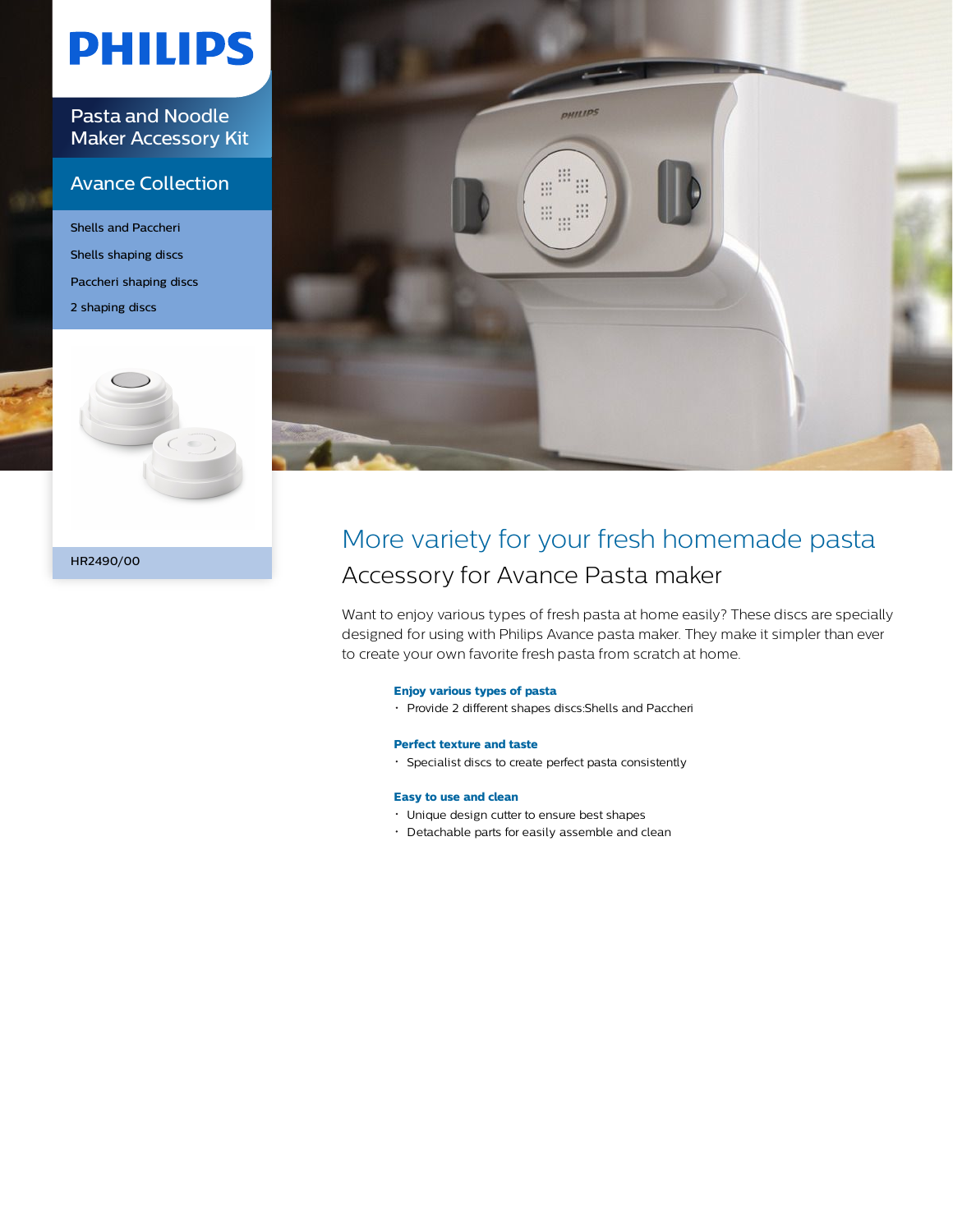PHILIPS

# Pasta and Noodle Maker Accessory Kit

## Avance Collection

- Shells and Paccheri
- Shells shaping discs
- Paccheri shaping discs
- 2 shaping discs

HR2490/00

# More variety for your fresh homemade pasta

## Accessory for Avance Pasta maker

Want to enjoy various types of fresh pasta at home easily? These discs are specially designed for using with Philips Avance pasta maker. They make it simpler than ever to create your own favorite fresh pasta from scratch at home.

**Enjoy various types of pasta**

- Provide 2 different shapes discs:Shells and Paccheri

**Perfect texture and taste**

- Specialist discs to create perfect pasta consistently

**Easy to use and clean**

- Unique design cutter to ensure best shapes
- Detachable parts for easily assemble and clean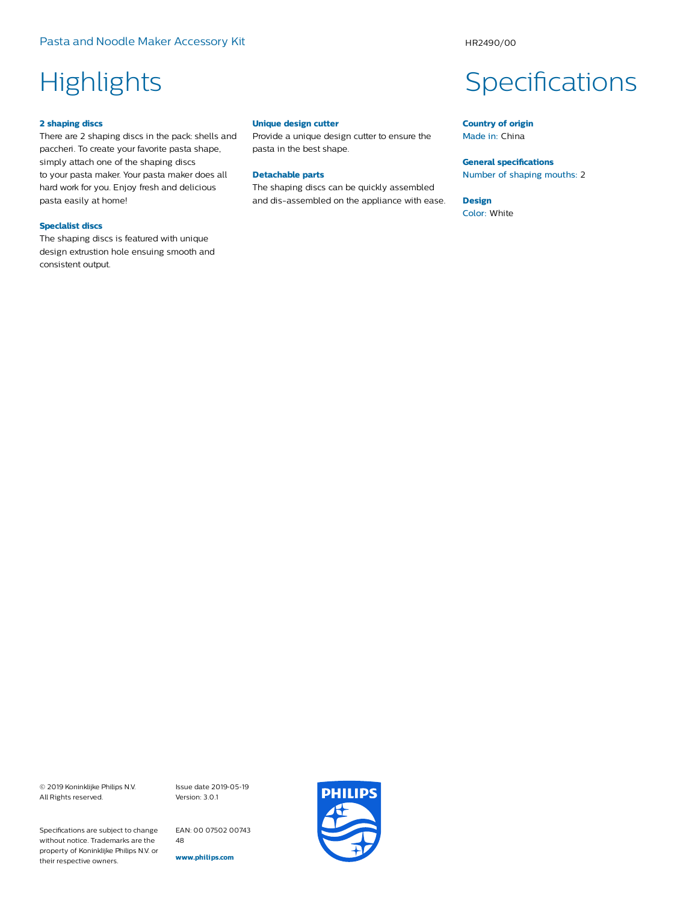# Highlights

### 2 shaping discs

There are 2 shaping discs in the pack: shells and paccheri. To create your favorite pasta shape, simply attach one of the shaping discs to your pasta maker. Your pasta maker does all hard work for you. Enjoy fresh and delicious pasta easily at home!

### Speclalist discs

The shaping discs is featured with unique design extrustion hole ensuing smooth and consistent output.

### Unique design cutter

Provide a unique design cutter to ensure the pasta in the best shape.

### Detachable parts

The shaping discs can be quickly assembled and dis-assembled on the appliance with ease.

# Specifications

### Country of origin

Made in: China

### General specifications

Number of shaping mouths: 2

### Design

Color: White

© 2019 Koninklijke Philips N.V.
All Rights reserved.

Specifications are subject to change without notice. Trademarks are the property of Koninklijke Philips N.V. or their respective owners.

Issue date 2019-05-19
Version: 3.0.1

EAN: 00 07502 00743 48

**www.philips.com**